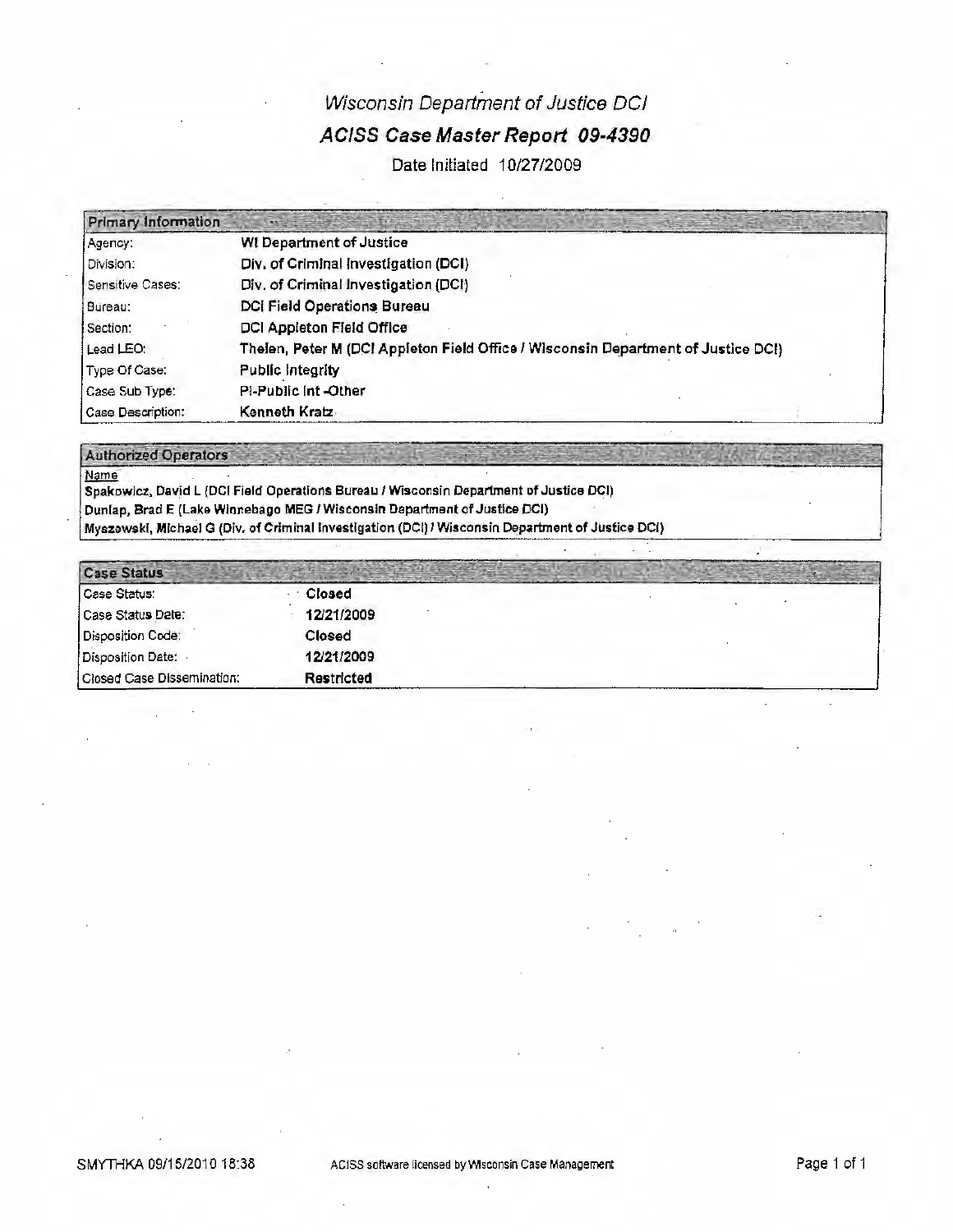# *Wisconsin Department of Justice DCI*

## *ACISS Case Master Report 09-4390*

Date Initiated 10/27/2009

| Primary Information | |
|---|---|
| Agency: | **WI Department of Justice** |
| Division: | **Div. of Criminal Investigation (DCI)** |
| Sensitive Cases: | **Div. of Criminal Investigation (DCI)** |
| Bureau: | **DCI Field Operations Bureau** |
| Section: | **DCI Appleton Field Office** |
| Lead LEO: | **Thelen, Peter M (DCI Appleton Field Office / Wisconsin Department of Justice DCI)** |
| Type Of Case: | **Public Integrity** |
| Case Sub Type: | **PI-Public Int -Other** |
| Case Description: | **Kenneth Kratz** |

| Authorized Operators |
|---|
| Name |
| **Spakowicz, David L (DCI Field Operations Bureau / Wisconsin Department of Justice DCI)** |
| **Dunlap, Brad E (Lake Winnebago MEG / Wisconsin Department of Justice DCI)** |
| **Myszewski, Michael G (Div. of Criminal Investigation (DCI) / Wisconsin Department of Justice DCI)** |

| Case Status | |
|---|---|
| Case Status: | **Closed** |
| Case Status Date: | **12/21/2009** |
| Disposition Code: | **Closed** |
| Disposition Date: | **12/21/2009** |
| Closed Case Dissemination: | **Restricted** |

SMYTHKA 09/15/2010 18:38 ACISS software licensed by Wisconsin Case Management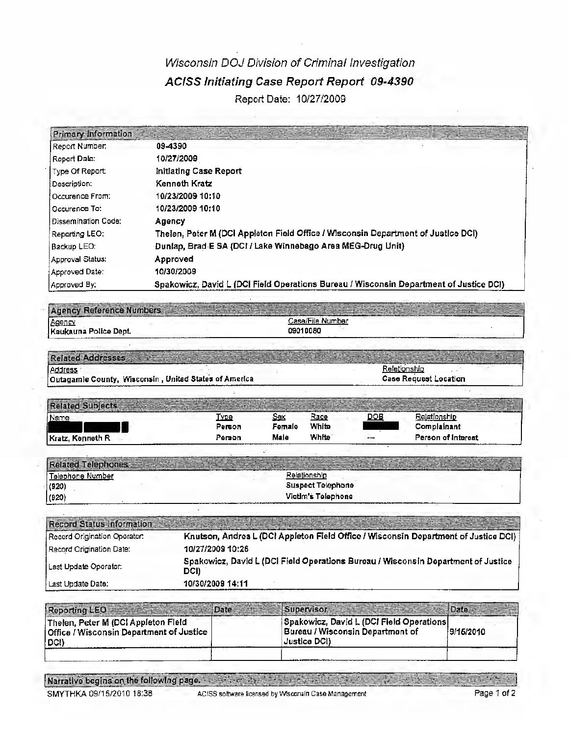# *Wisconsin DOJ Division of Criminal Investigation*

## *ACISS Initiating Case Report Report 09-4390*

Report Date: 10/27/2009

| Primary Information | |
|---|---|
| Report Number: | 09-4390 |
| Report Date: | 10/27/2009 |
| Type Of Report: | Initiating Case Report |
| Description: | Kenneth Kratz |
| Occurence From: | 10/23/2009 10:10 |
| Occurence To: | 10/23/2009 10:10 |
| Dissemination Code: | Agency |
| Reporting LEO: | Thelen, Peter M (DCI Appleton Field Office / Wisconsin Department of Justice DCI) |
| Backup LEO: | Dunlap, Brad E SA (DCI / Lake Winnebago Area MEG-Drug Unit) |
| Approval Status: | Approved |
| Approved Date: | 10/30/2009 |
| Approved By: | Spakowicz, David L (DCI Field Operations Bureau / Wisconsin Department of Justice DCI) |

| Agency Reference Numbers | |
|---|---|
| Agency | Case/File Number |
| Kaukauna Police Dept. | 09010080 |

| Related Addresses | |
|---|---|
| Address | Relationship |
| Outagamie County, Wisconsin , United States of America | Case Request Location |

| Related Subjects | | | | | |
|---|---|---|---|---|---|
| Name | Type | Sex | Race | DOB | Relationship |
| [REDACTED] | Person | Female | White | [REDACTED] | Complainant |
| Kratz, Kenneth R | Person | Male | White | --- | Person of Interest |

| Related Telephones | |
|---|---|
| Telephone Number | Relationship |
| (920) | Suspect Telephone |
| (920) | Victim's Telephone |

| Record Status Information | |
|---|---|
| Record Origination Operator: | Knutson, Andrea L (DCI Appleton Field Office / Wisconsin Department of Justice DCI) |
| Record Origination Date: | 10/27/2009 10:26 |
| Last Update Operator: | Spakowicz, David L (DCI Field Operations Bureau / Wisconsin Department of Justice DCI) |
| Last Update Date: | 10/30/2009 14:11 |

| Reporting LEO | Date | Supervisor | Date |
|---|---|---|---|
| Thelen, Peter M (DCI Appleton Field Office / Wisconsin Department of Justice DCI) | | Spakowicz, David L (DCI Field Operations Bureau / Wisconsin Department of Justice DCI) | 9/15/2010 |
| | | | |

Narrative begins on the following page.

SMYTHKA 09/15/2010 18:38 ACISS software licensed by Wisconsin Case Management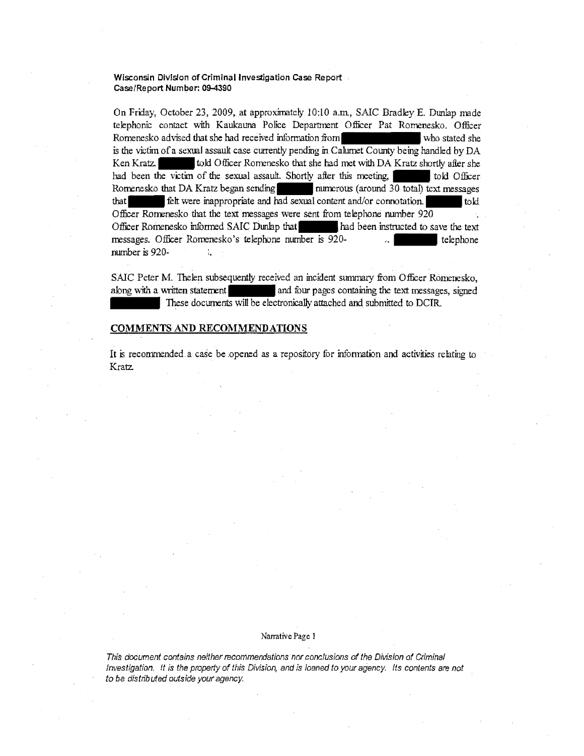**Wisconsin Division of Criminal Investigation Case Report**
**Case/Report Number: 09-4390**

On Friday, October 23, 2009, at approximately 10:10 a.m., SAIC Bradley E. Dunlap made telephonic contact with Kaukauna Police Department Officer Pat Romenesko. Officer Romenesko advised that she had received information from [REDACTED] who stated she is the victim of a sexual assault case currently pending in Calumet County being handled by DA Ken Kratz. [REDACTED] told Officer Romenesko that she had met with DA Kratz shortly after she had been the victim of the sexual assault. Shortly after this meeting, [REDACTED] told Officer Romenesko that DA Kratz began sending [REDACTED] numerous (around 30 total) text messages that [REDACTED] felt were inappropriate and had sexual content and/or connotation. [REDACTED] told Officer Romenesko that the text messages were sent from telephone number 920 [REDACTED]. Officer Romenesko informed SAIC Dunlap that [REDACTED] had been instructed to save the text messages. Officer Romenesko's telephone number is 920- [REDACTED]. [REDACTED] telephone number is 920- [REDACTED].

SAIC Peter M. Thelen subsequently received an incident summary from Officer Romenesko, along with a written statement [REDACTED] and four pages containing the text messages, signed [REDACTED]. These documents will be electronically attached and submitted to DCIR.

## COMMENTS AND RECOMMENDATIONS

It is recommended a case be opened as a repository for information and activities relating to Kratz.

Narrative Page 1

*This document contains neither recommendations nor conclusions of the Division of Criminal Investigation. It is the property of this Division, and is loaned to your agency. Its contents are not to be distributed outside your agency.*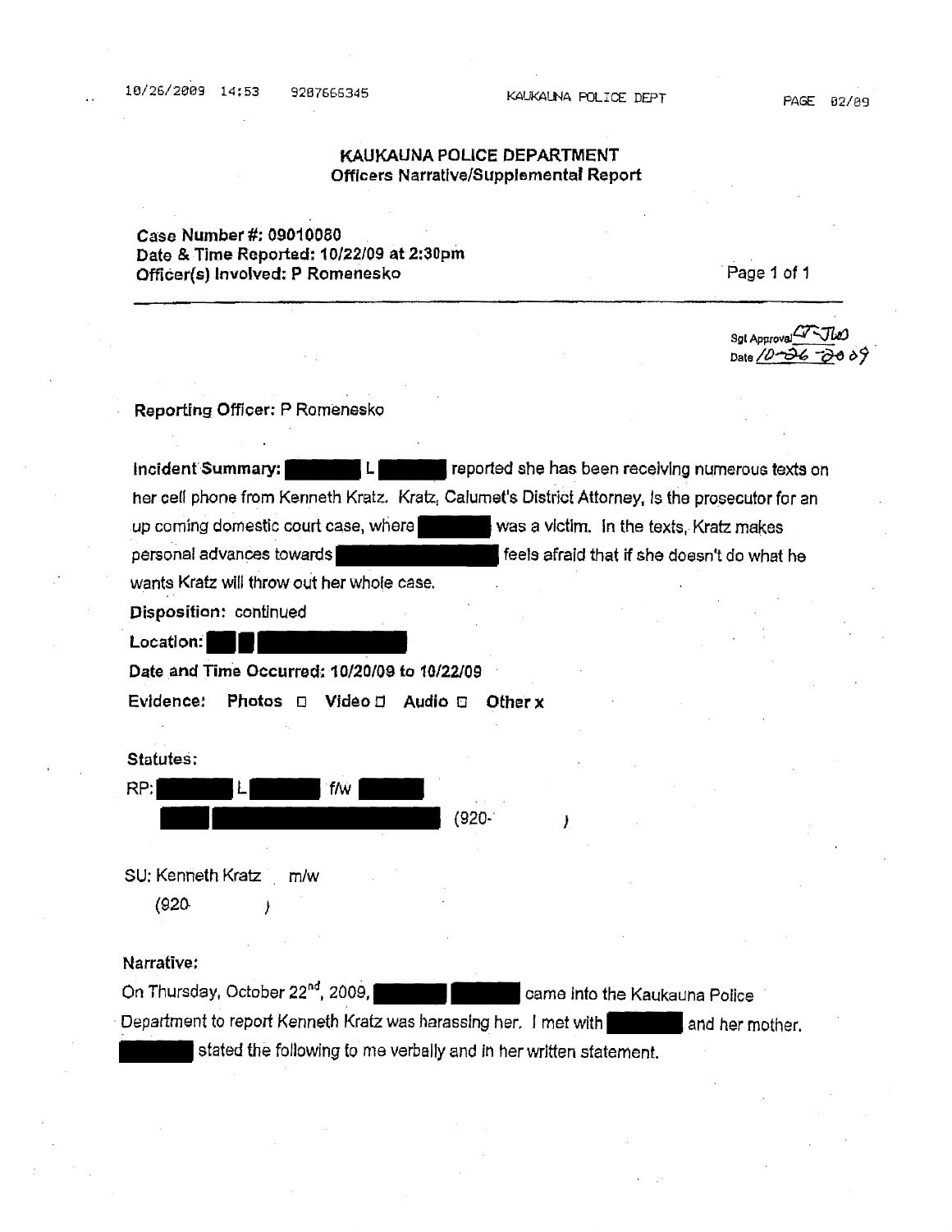# KAUKAUNA POLICE DEPARTMENT

## Officers Narrative/Supplemental Report

**Case Number #: 09010080**
**Date & Time Reported: 10/22/09 at 2:30pm**
**Officer(s) Involved: P Romenesko**

Page 1 of 1

Sgt Approval GTJW
Date 10-26-2009

**Reporting Officer:** P Romenesko

**Incident Summary:** ██████ L ██████ reported she has been receiving numerous texts on her cell phone from Kenneth Kratz. Kratz, Calumet's District Attorney, is the prosecutor for an up coming domestic court case, where ██████ was a victim. In the texts, Kratz makes personal advances towards ██████████ feels afraid that if she doesn't do what he wants Kratz will throw out her whole case.

**Disposition:** continued

**Location:** ██ ██████████

**Date and Time Occurred: 10/20/09 to 10/22/09**

**Evidence:** Photos ☐ Video ☐ Audio ☐ Other x

**Statutes:**

RP: ██████ L ██████ f/w ██████
██ ████████████████ (920- )

SU: Kenneth Kratz m/w
(920 )

**Narrative:**

On Thursday, October 22nd, 2009, ██████ ██████ came into the Kaukauna Police Department to report Kenneth Kratz was harassing her. I met with ██████ and her mother. ██████ stated the following to me verbally and in her written statement.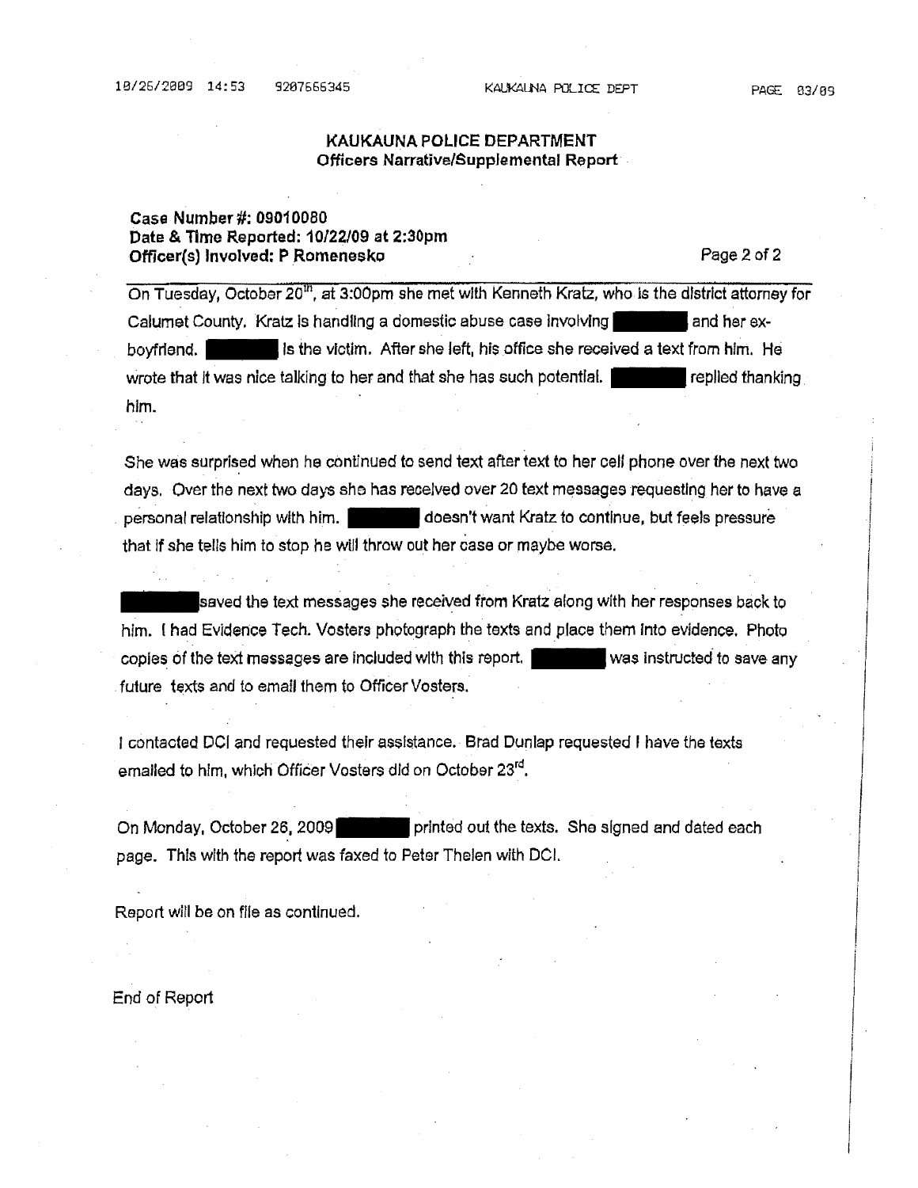## KAUKAUNA POLICE DEPARTMENT
### Officers Narrative/Supplemental Report

**Case Number #: 09010080**
**Date & Time Reported: 10/22/09 at 2:30pm**
**Officer(s) Involved: P Romenesko**

Page 2 of 2

---

On Tuesday, October 20th, at 3:00pm she met with Kenneth Kratz, who is the district attorney for Calumet County. Kratz is handling a domestic abuse case involving ████████ and her ex-boyfriend. ████████ is the victim. After she left, his office she received a text from him. He wrote that it was nice talking to her and that she has such potential. ████████ replied thanking him.

She was surprised when he continued to send text after text to her cell phone over the next two days. Over the next two days she has received over 20 text messages requesting her to have a personal relationship with him. ████████ doesn't want Kratz to continue, but feels pressure that if she tells him to stop he will throw out her case or maybe worse.

████████ saved the text messages she received from Kratz along with her responses back to him. I had Evidence Tech. Vosters photograph the texts and place them into evidence. Photo copies of the text messages are included with this report. ████████ was instructed to save any future texts and to email them to Officer Vosters.

I contacted DCI and requested their assistance. Brad Dunlap requested I have the texts emailed to him, which Officer Vosters did on October 23rd.

On Monday, October 26, 2009 ████████ printed out the texts. She signed and dated each page. This with the report was faxed to Peter Thelen with DCI.

Report will be on file as continued.

End of Report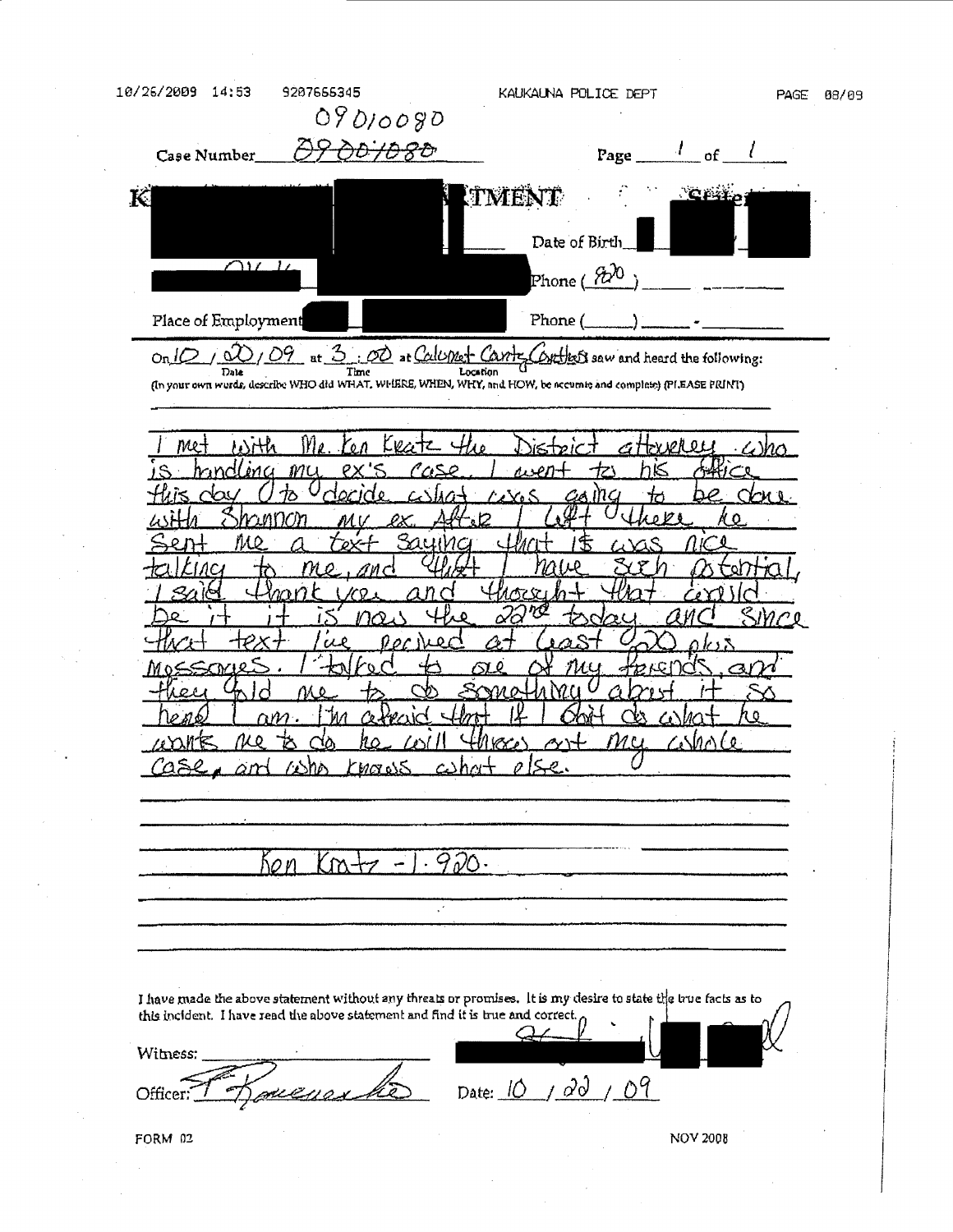09010080

Case Number 09001080

Page 1 of 1

K ███ TMENT ███

███ Date of Birth ███

███ Phone (920) ___ ___

Place of Employment ███ Phone (___) ___ - ___

On 10 / 20 / 09 at 3 : 00 at Calumet County Courthouse saw and heard the following:
Date Time Location

(In your own words, describe WHO did WHAT, WHERE, WHEN, WHY, and HOW, be accurate and complete) (PLEASE PRINT)

I met with Mr. Ken Kratz the District attorney who is handling my ex's case. I went to his office this day to decide what was going to be done with Shannon my ex. After I left there he sent me a text saying that it was nice talking to me, and that I have such potential, I said thank you and thought that would be it. it is now the 22nd today and since that text i've recived at least 20 plus messages. I talked to one of my friends, and they told me to do something about it so here I am. I'm afraid that if I don't do what he wants me to do he will throw out my whole case, and who knows what else.

Ken Kratz - 1.920.

I have made the above statement without any threats or promises. It is my desire to state the true facts as to this incident. I have read the above statement and find it is true and correct.

Witness: ___ ███

Officer: [signature] Date: 10 / 22 / 09

FORM 02 NOV 2008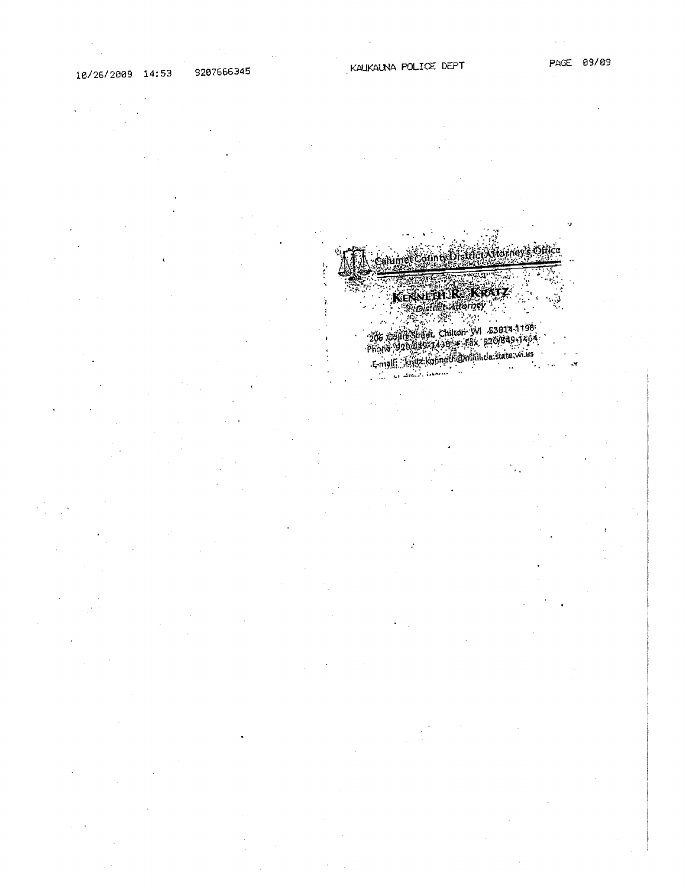Calumet County District Attorney's Office

**KENNETH R. KRATZ**

*District Attorney*

206 Court Street, Chilton WI 53014-1198
Phone 920/849-1438 • Fax 920/849-1464
E-mail: kratz.kenneth@mail.da.state.wi.us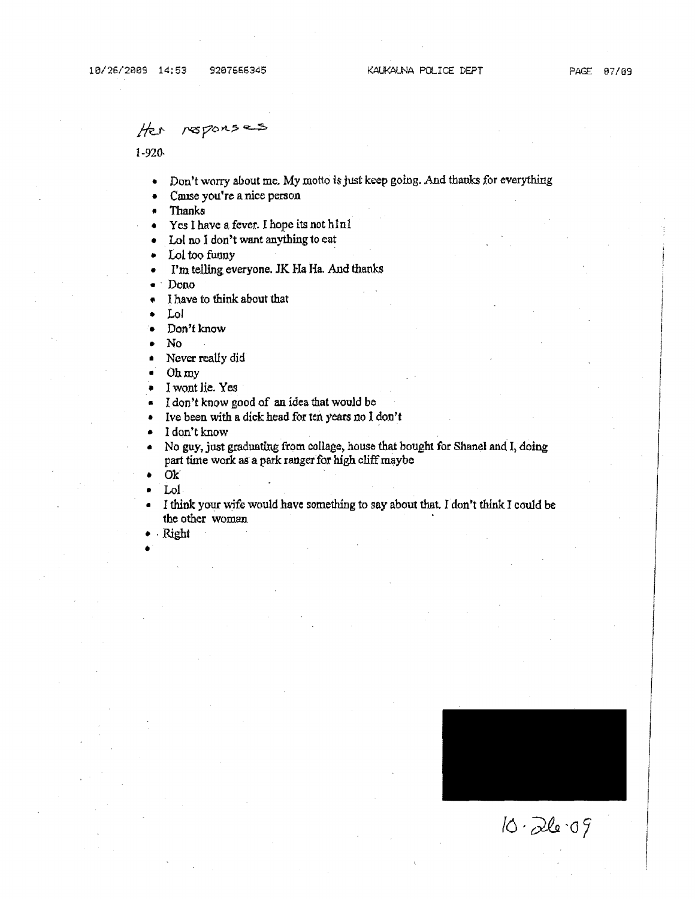*Her responses*

1-920

- Don't worry about me. My motto is just keep going. And thanks for everything
- Cause you're a nice person
- Thanks
- Yes I have a fever. I hope its not h1n1
- Lol no I don't want anything to eat
- Lol too funny
- I'm telling everyone. JK Ha Ha. And thanks
- Dono
- I have to think about that
- Lol
- Don't know
- No
- Never really did
- Oh my
- I wont lie. Yes
- I don't know good of an idea that would be
- Ive been with a dick head for ten years no I don't
- I don't know
- No guy, just graduating from collage, house that bought for Shanel and I, doing part time work as a park ranger for high cliff maybe
- Ok
- Lol
- I think your wife would have something to say about that. I don't think I could be the other woman
- Right
-

10-26-09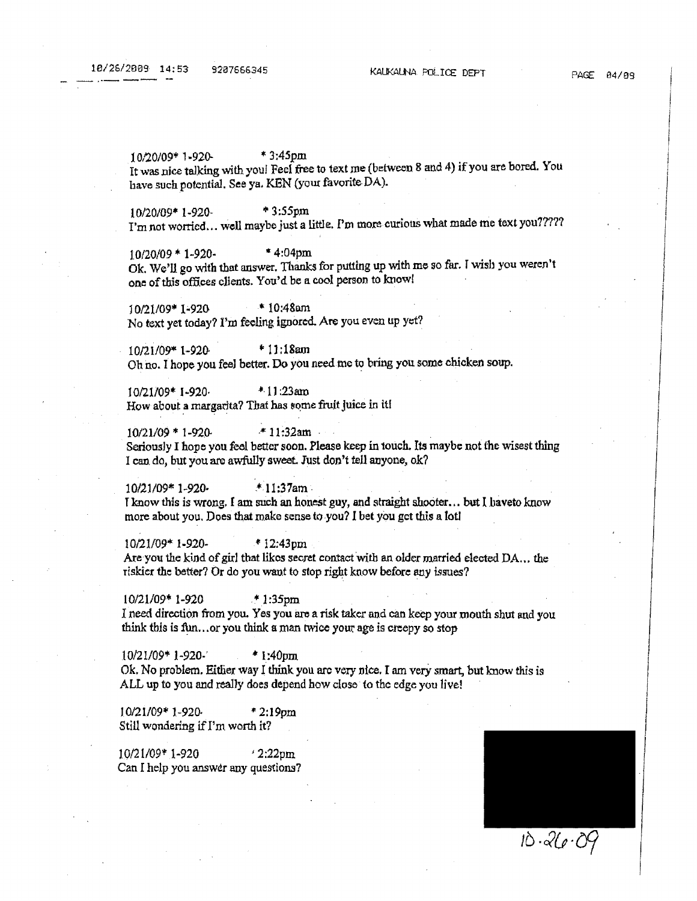10/20/09* 1-920- * 3:45pm
It was nice talking with you! Feel free to text me (between 8 and 4) if you are bored. You have such potential. See ya. KEN (your favorite DA).

10/20/09* 1-920- * 3:55pm
I'm not worried... well maybe just a little. I'm more curious what made me text you?????

10/20/09 * 1-920- * 4:04pm
Ok. We'll go with that answer. Thanks for putting up with me so far. I wish you weren't one of this offices clients. You'd be a cool person to know!

10/21/09* 1-920 * 10:48am
No text yet today? I'm feeling ignored. Are you even up yet?

10/21/09* 1-920 * 11:18am
Oh no. I hope you feel better. Do you need me to bring you some chicken soup.

10/21/09* 1-920- * 11:23am
How about a margarita? That has some fruit juice in it!

10/21/09 * 1-920- * 11:32am
Seriously I hope you feel better soon. Please keep in touch. Its maybe not the wisest thing I can do, but you are awfully sweet. Just don't tell anyone, ok?

10/21/09* 1-920- * 11:37am
I know this is wrong. I am such an honest guy, and straight shooter... but I haveto know more about you. Does that make sense to you? I bet you get this a lot!

10/21/09* 1-920- * 12:43pm
Are you the kind of girl that likes secret contact with an older married elected DA... the riskier the better? Or do you want to stop right know before any issues?

10/21/09* 1-920 * 1:35pm
I need direction from you. Yes you are a risk taker and can keep your mouth shut and you think this is fun...or you think a man twice your age is creepy so stop

10/21/09* 1-920- * 1:40pm
Ok. No problem. Either way I think you are very nice. I am very smart, but know this is ALL up to you and really does depend how close to the edge you live!

10/21/09* 1-920- * 2:19pm
Still wondering if I'm worth it?

10/21/09* 1-920 * 2:22pm
Can I help you answer any questions?

10-26-09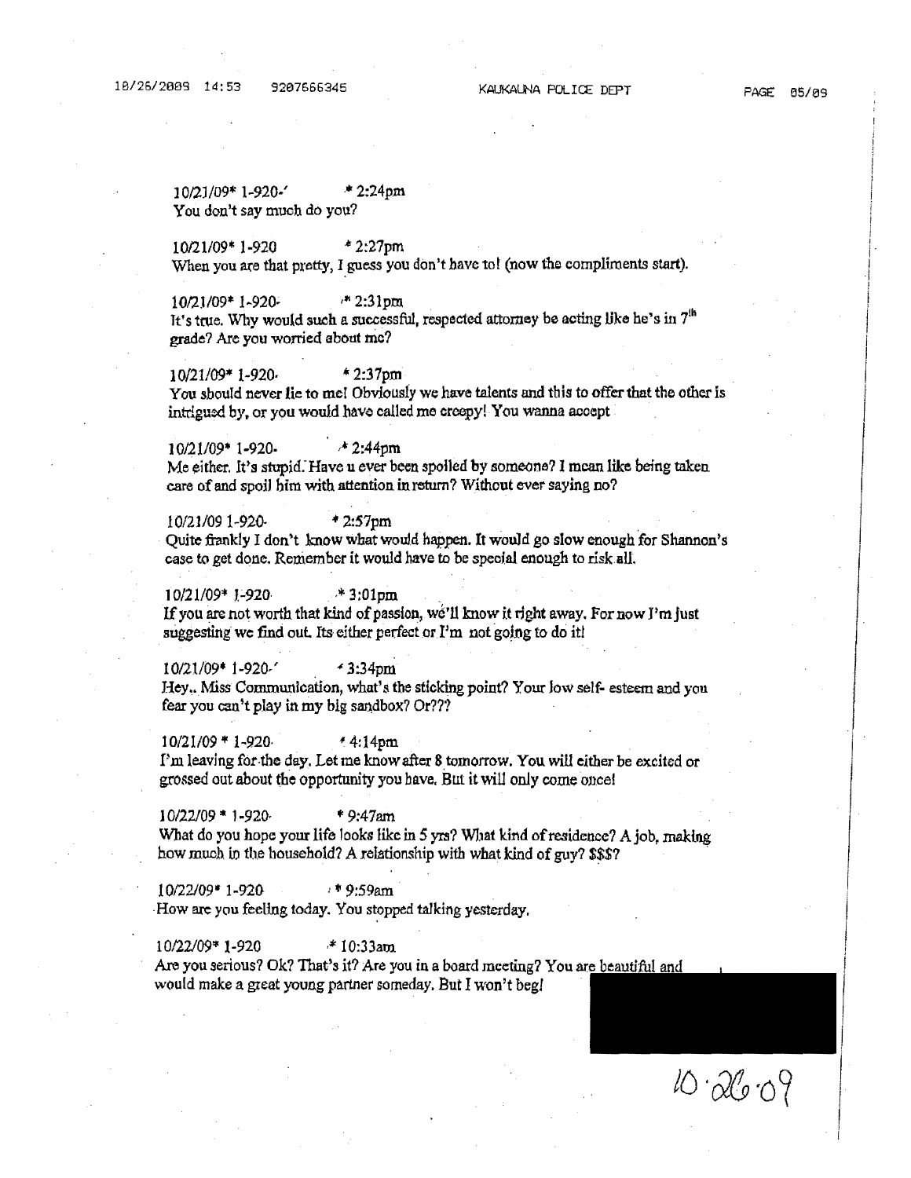10/21/09* 1-920-' * 2:24pm
You don't say much do you?

10/21/09* 1-920 * 2:27pm
When you are that pretty, I guess you don't have to! (now the compliments start).

10/21/09* 1-920- * 2:31pm
It's true. Why would such a successful, respected attorney be acting like he's in 7th grade? Are you worried about me?

10/21/09* 1-920- * 2:37pm
You should never lie to me! Obviously we have talents and this to offer that the other is intrigued by, or you would have called me creepy! You wanna accept

10/21/09* 1-920- * 2:44pm
Me either. It's stupid. Have u ever been spoiled by someone? I mean like being taken care of and spoil him with attention in return? Without ever saying no?

10/21/09 1-920- * 2:57pm
Quite frankly I don't know what would happen. It would go slow enough for Shannon's case to get done. Remember it would have to be special enough to risk all.

10/21/09* 1-920 * 3:01pm
If you are not worth that kind of passion, we'll know it right away. For now I'm just suggesting we find out. Its either perfect or I'm not going to do it!

10/21/09* 1-920-' * 3:34pm
Hey.. Miss Communication, what's the sticking point? Your low self- esteem and you fear you can't play in my big sandbox? Or???

10/21/09 * 1-920- * 4:14pm
I'm leaving for the day. Let me know after 8 tomorrow. You will either be excited or grossed out about the opportunity you have. But it will only come once!

10/22/09 * 1-920- * 9:47am
What do you hope your life looks like in 5 yrs? What kind of residence? A job, making how much in the household? A relationship with what kind of guy? $$$?

10/22/09* 1-920 * 9:59am
How are you feeling today. You stopped talking yesterday.

10/22/09* 1-920 * 10:33am
Are you serious? Ok? That's it? Are you in a board meeting? You are beautiful and would make a great young partner someday. But I won't beg!

10·26·09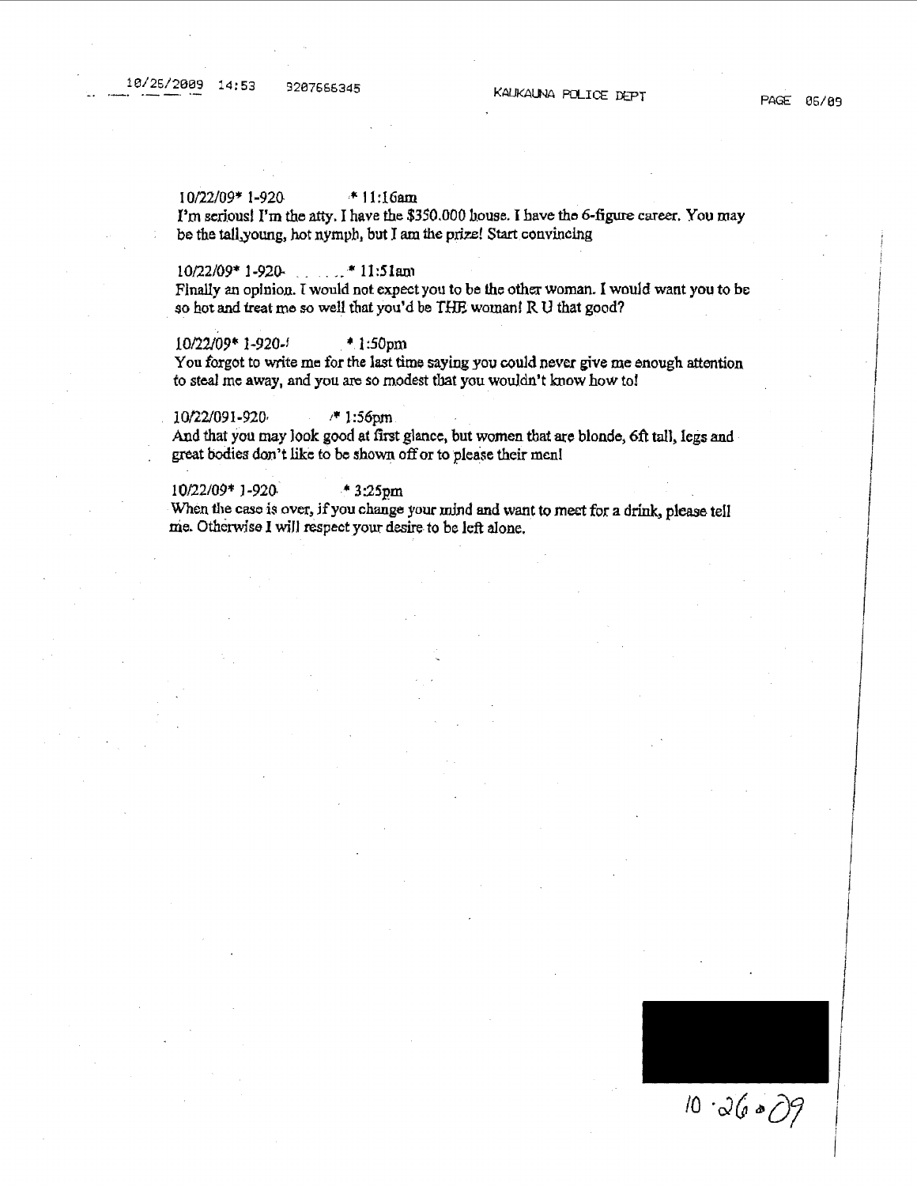10/22/09* 1-920 * 11:16am
I'm serious! I'm the atty. I have the $350.000 house. I have the 6-figure career. You may be the tall,young, hot nymph, but I am the prize! Start convincing

10/22/09* 1-920 * 11:51am
Finally an opinion. I would not expect you to be the other woman. I would want you to be so hot and treat me so well that you'd be THE woman! R U that good?

10/22/09* 1-920- * 1:50pm
You forgot to write me for the last time saying you could never give me enough attention to steal me away, and you are so modest that you wouldn't know how to!

10/22/091-920 * 1:56pm
And that you may look good at first glance, but women that are blonde, 6ft tall, legs and great bodies don't like to be shown off or to please their men!

10/22/09* 1-920 * 3:25pm
When the case is over, if you change your mind and want to meet for a drink, please tell me. Otherwise I will respect your desire to be left alone.

10·26·09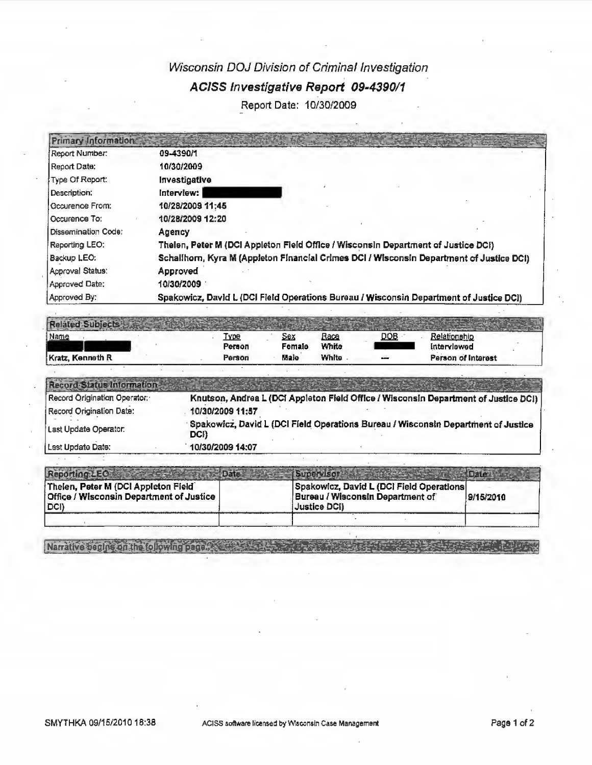# *Wisconsin DOJ Division of Criminal Investigation*

## *ACISS Investigative Report 09-4390/1*

Report Date: 10/30/2009

| Primary Information | |
|---|---|
| Report Number: | **09-4390/1** |
| Report Date: | **10/30/2009** |
| Type Of Report: | **Investigative** |
| Description: | **Interview:** [REDACTED] |
| Occurence From: | **10/28/2009 11:45** |
| Occurence To: | **10/28/2009 12:20** |
| Dissemination Code: | **Agency** |
| Reporting LEO: | **Thelen, Peter M (DCI Appleton Field Office / Wisconsin Department of Justice DCI)** |
| Backup LEO: | **Schallhorn, Kyra M (Appleton Financial Crimes DCI / Wisconsin Department of Justice DCI)** |
| Approval Status: | **Approved** |
| Approved Date: | **10/30/2009** |
| Approved By: | **Spakowicz, David L (DCI Field Operations Bureau / Wisconsin Department of Justice DCI)** |

| Related Subjects | | | | | |
|---|---|---|---|---|---|
| Name | Type | Sex | Race | DOB | Relationship |
| [REDACTED] | Person | Female | White | [REDACTED] | Interviewed |
| Kratz, Kenneth R | Person | Male | White | --- | Person of Interest |

| Record Status Information | |
|---|---|
| Record Origination Operator: | **Knutson, Andrea L (DCI Appleton Field Office / Wisconsin Department of Justice DCI)** |
| Record Origination Date: | **10/30/2009 11:57** |
| Last Update Operator: | **Spakowicz, David L (DCI Field Operations Bureau / Wisconsin Department of Justice DCI)** |
| Last Update Date: | **10/30/2009 14:07** |

| Reporting LEO | Date | Supervisor | Date |
|---|---|---|---|
| **Thelen, Peter M (DCI Appleton Field Office / Wisconsin Department of Justice DCI)** | | **Spakowicz, David L (DCI Field Operations Bureau / Wisconsin Department of Justice DCI)** | **9/15/2010** |
| | | | |

Narrative begins on the following page.

SMYTHKA 09/15/2010 18:38 ACISS software licensed by Wisconsin Case Management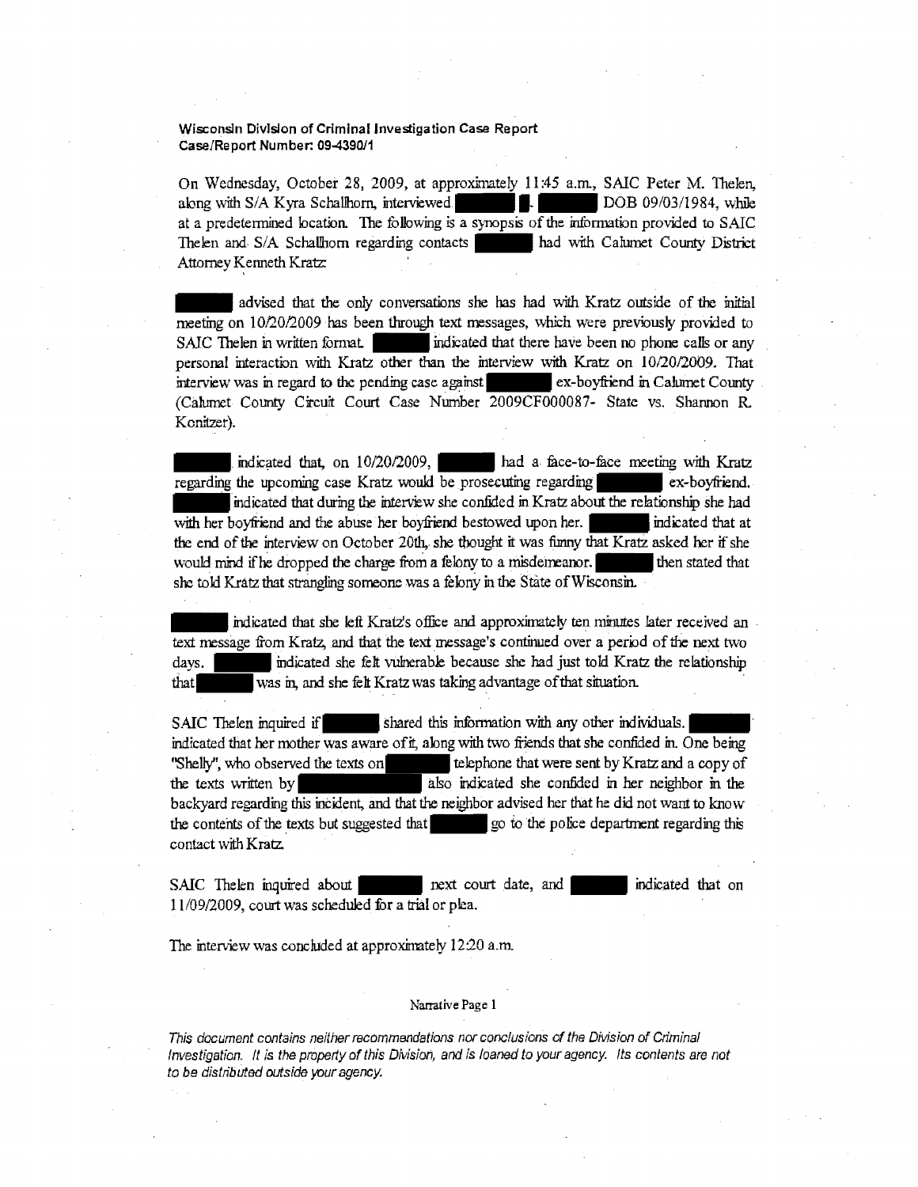**Wisconsin Division of Criminal Investigation Case Report**
**Case/Report Number: 09-4390/1**

On Wednesday, October 28, 2009, at approximately 11:45 a.m., SAIC Peter M. Thelen, along with S/A Kyra Schallhorn, interviewed ██████ █. ██████ DOB 09/03/1984, while at a predetermined location. The following is a synopsis of the information provided to SAIC Thelen and S/A Schallhorn regarding contacts ██████ had with Calumet County District Attorney Kenneth Kratz:

██████ advised that the only conversations she has had with Kratz outside of the initial meeting on 10/20/2009 has been through text messages, which were previously provided to SAIC Thelen in written format. ██████ indicated that there have been no phone calls or any personal interaction with Kratz other than the interview with Kratz on 10/20/2009. That interview was in regard to the pending case against ██████ ex-boyfriend in Calumet County (Calumet County Circuit Court Case Number 2009CF000087- State vs. Shannon R. Konitzer).

██████ indicated that, on 10/20/2009, ██████ had a face-to-face meeting with Kratz regarding the upcoming case Kratz would be prosecuting regarding ██████ ex-boyfriend. ██████ indicated that during the interview she confided in Kratz about the relationship she had with her boyfriend and the abuse her boyfriend bestowed upon her. ██████ indicated that at the end of the interview on October 20th, she thought it was funny that Kratz asked her if she would mind if he dropped the charge from a felony to a misdemeanor. ██████ then stated that she told Kratz that strangling someone was a felony in the State of Wisconsin.

██████ indicated that she left Kratz's office and approximately ten minutes later received an text message from Kratz, and that the text message's continued over a period of the next two days. ██████ indicated she felt vulnerable because she had just told Kratz the relationship that ██████ was in, and she felt Kratz was taking advantage of that situation.

SAIC Thelen inquired if ██████ shared this information with any other individuals. ██████ indicated that her mother was aware of it, along with two friends that she confided in. One being "Shelly", who observed the texts on ██████ telephone that were sent by Kratz and a copy of the texts written by ██████████ also indicated she confided in her neighbor in the backyard regarding this incident, and that the neighbor advised her that he did not want to know the contents of the texts but suggested that ██████ go to the police department regarding this contact with Kratz.

SAIC Thelen inquired about ██████ next court date, and ██████ indicated that on 11/09/2009, court was scheduled for a trial or plea.

The interview was concluded at approximately 12:20 a.m.

Narrative Page 1

*This document contains neither recommendations nor conclusions of the Division of Criminal Investigation. It is the property of this Division, and is loaned to your agency. Its contents are not to be distributed outside your agency.*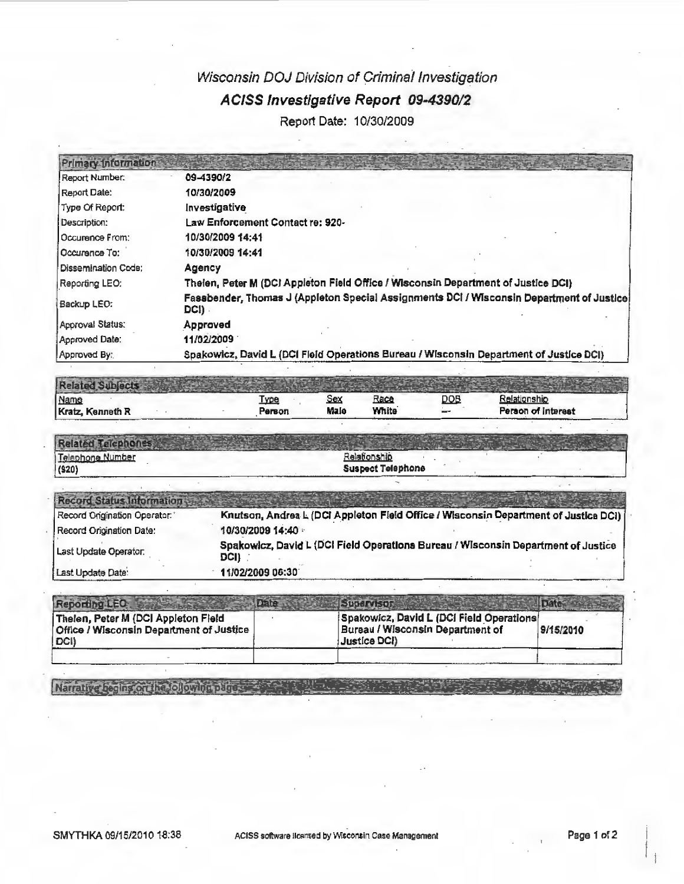# *Wisconsin DOJ Division of Criminal Investigation*

## *ACISS Investigative Report 09-4390/2*

Report Date: 10/30/2009

| Primary Information | |
|---|---|
| Report Number: | 09-4390/2 |
| Report Date: | 10/30/2009 |
| Type Of Report: | Investigative |
| Description: | Law Enforcement Contact re: 920- |
| Occurence From: | 10/30/2009 14:41 |
| Occurence To: | 10/30/2009 14:41 |
| Dissemination Code: | Agency |
| Reporting LEO: | Thelen, Peter M (DCI Appleton Field Office / Wisconsin Department of Justice DCI) |
| Backup LEO: | Fassbender, Thomas J (Appleton Special Assignments DCI / Wisconsin Department of Justice DCI) |
| Approval Status: | Approved |
| Approved Date: | 11/02/2009 |
| Approved By: | Spakowicz, David L (DCI Field Operations Bureau / Wisconsin Department of Justice DCI) |

| Related Subjects | | | | | |
|---|---|---|---|---|---|
| Name | Type | Sex | Race | DOB | Relationship |
| Kratz, Kenneth R | Person | Male | White | — | Person of Interest |

| Related Telephones | |
|---|---|
| Telephone Number | Relationship |
| (920) | Suspect Telephone |

| Record Status Information | |
|---|---|
| Record Origination Operator: | Knutson, Andrea L (DCI Appleton Field Office / Wisconsin Department of Justice DCI) |
| Record Origination Date: | 10/30/2009 14:40 |
| Last Update Operator: | Spakowicz, David L (DCI Field Operations Bureau / Wisconsin Department of Justice DCI) |
| Last Update Date: | 11/02/2009 06:30 |

| Reporting LEO | Date | Supervisor | Date |
|---|---|---|---|
| Thelen, Peter M (DCI Appleton Field Office / Wisconsin Department of Justice DCI) | | Spakowicz, David L (DCI Field Operations Bureau / Wisconsin Department of Justice DCI) | 9/15/2010 |
| | | | |

Narrative begins on the following page

SMYTHKA 09/15/2010 18:38 ACISS software licensed by Wisconsin Case Management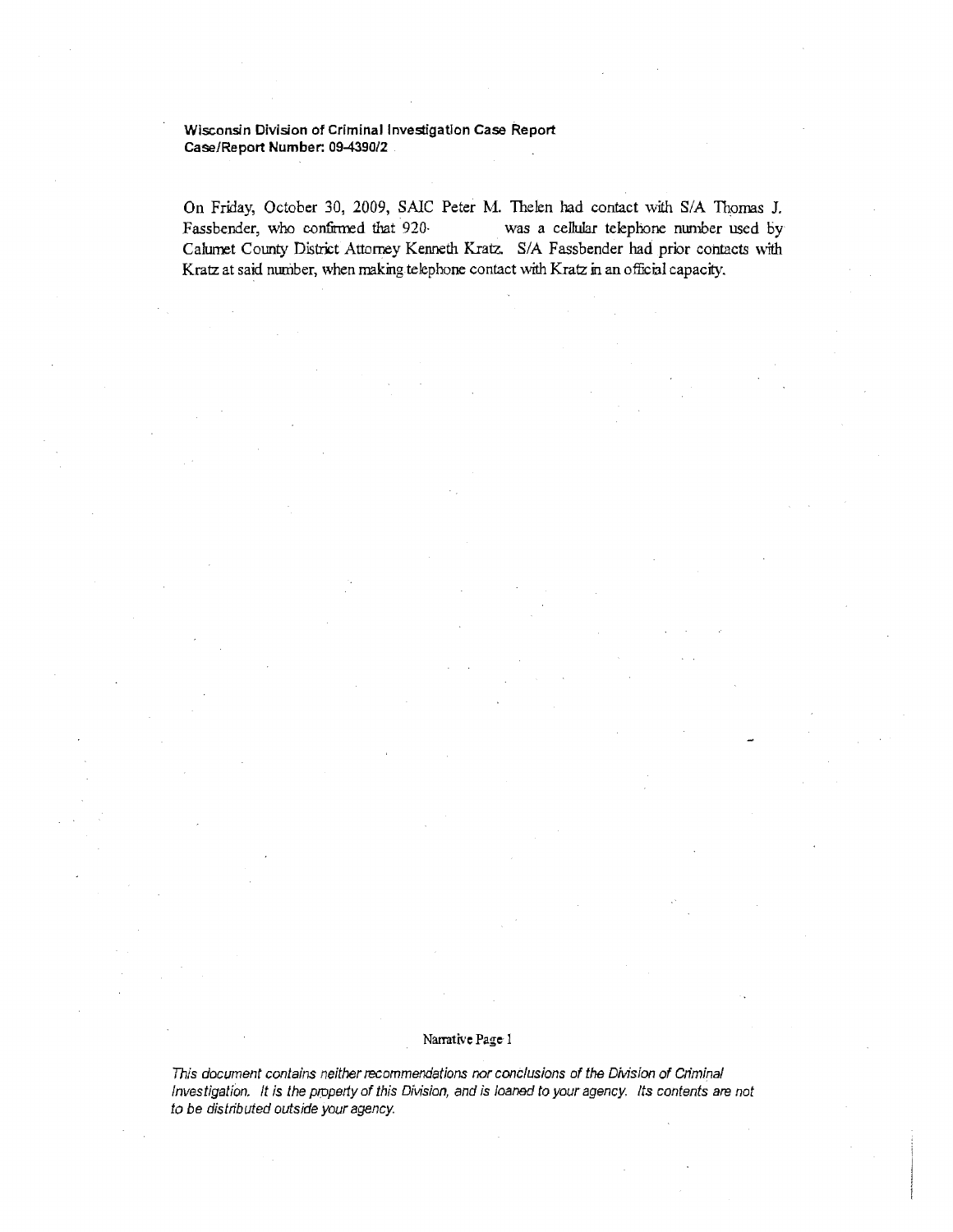**Wisconsin Division of Criminal Investigation Case Report**
**Case/Report Number: 09-4390/2**

On Friday, October 30, 2009, SAIC Peter M. Thelen had contact with S/A Thomas J. Fassbender, who confirmed that 920- was a cellular telephone number used by Calumet County District Attorney Kenneth Kratz. S/A Fassbender had prior contacts with Kratz at said number, when making telephone contact with Kratz in an official capacity.

Narrative Page 1

*This document contains neither recommendations nor conclusions of the Division of Criminal Investigation. It is the property of this Division, and is loaned to your agency. Its contents are not to be distributed outside your agency.*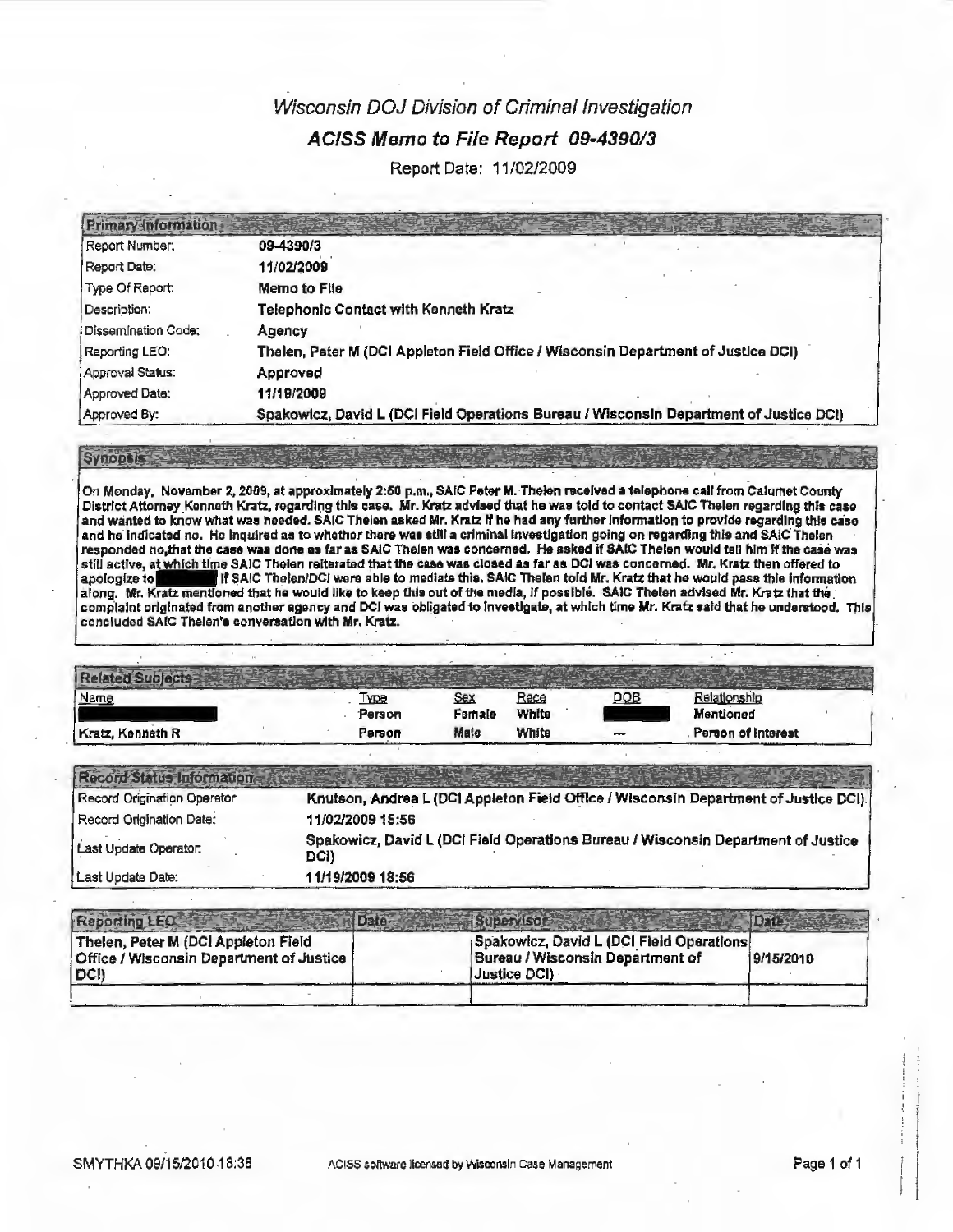# *Wisconsin DOJ Division of Criminal Investigation*

## *ACISS Memo to File Report 09-4390/3*

Report Date: 11/02/2009

| Primary Information | |
|---|---|
| Report Number: | 09-4390/3 |
| Report Date: | 11/02/2009 |
| Type Of Report: | Memo to File |
| Description: | Telephonic Contact with Kenneth Kratz |
| Dissemination Code: | Agency |
| Reporting LEO: | Thelen, Peter M (DCI Appleton Field Office / Wisconsin Department of Justice DCI) |
| Approval Status: | Approved |
| Approved Date: | 11/19/2009 |
| Approved By: | Spakowicz, David L (DCI Field Operations Bureau / Wisconsin Department of Justice DCI) |

**Synopsis**

On Monday, November 2, 2009, at approximately 2:50 p.m., SAIC Peter M. Thelen received a telephone call from Calumet County District Attorney Kenneth Kratz, regarding this case. Mr. Kratz advised that he was told to contact SAIC Thelen regarding this case and wanted to know what was needed. SAIC Thelen asked Mr. Kratz if he had any further information to provide regarding this case and he indicated no. He inquired as to whether there was still a criminal investigation going on regarding this and SAIC Thelen responded no,that the case was done as far as SAIC Thelen was concerned. He asked if SAIC Thelen would tell him if the case was still active, at which time SAIC Thelen reiterated that the case was closed as far as DCI was concerned. Mr. Kratz then offered to apologize to [REDACTED] if SAIC Thelen/DCI were able to mediate this. SAIC Thelen told Mr. Kratz that he would pass this information along. Mr. Kratz mentioned that he would like to keep this out of the media, if possible. SAIC Thelen advised Mr. Kratz that the complaint originated from another agency and DCI was obligated to investigate, at which time Mr. Kratz said that he understood. This concluded SAIC Thelen's conversation with Mr. Kratz.

| Related Subjects | | | | | |
|---|---|---|---|---|---|
| Name | Type | Sex | Race | DOB | Relationship |
| [REDACTED] | Person | Female | White | [REDACTED] | Mentioned |
| Kratz, Kenneth R | Person | Male | White | --- | Person of Interest |

| Record Status Information | |
|---|---|
| Record Origination Operator: | Knutson, Andrea L (DCI Appleton Field Office / Wisconsin Department of Justice DCI) |
| Record Origination Date: | 11/02/2009 15:56 |
| Last Update Operator: | Spakowicz, David L (DCI Field Operations Bureau / Wisconsin Department of Justice DCI) |
| Last Update Date: | 11/19/2009 18:56 |

| Reporting LEO | Date | Supervisor | Date |
|---|---|---|---|
| Thelen, Peter M (DCI Appleton Field Office / Wisconsin Department of Justice DCI) | | Spakowicz, David L (DCI Field Operations Bureau / Wisconsin Department of Justice DCI) | 9/15/2010 |
| | | | |

SMYTHKA 09/15/2010 18:38 ACISS software licensed by Wisconsin Case Management